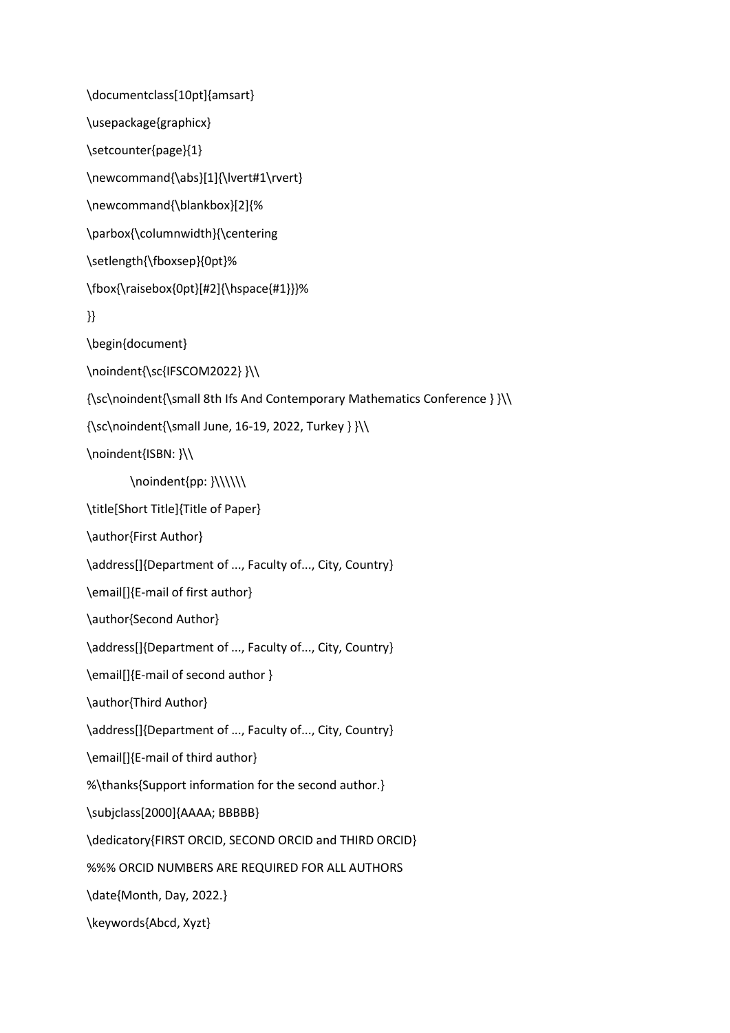```
\documentclass[10pt]{amsart}
\usepackage{graphicx}
\setcounter{page}{1}
\newcommand{\abs}[1]{\lvert#1\rvert}
\newcommand{\blankbox}[2]{%
\parbox{\columnwidth}{\centering
\setlength{\fboxsep}{0pt}%
\fbox{\raisebox{0pt}[#2]{\hspace{#1}}}%
}}
\begin{document}
\noindent{\sc{IFSCOM2022} }\\
{\sc\noindent{\small 8th Ifs And Contemporary Mathematics Conference } }\\
{\sc\noindent{\small June, 16-19, 2022, Turkey } }\\
\noindent{ISBN: }\\
	\noindent{pp: }\\\\\\
\title[Short Title]{Title of Paper}
\author{First Author}
\address[]{Department of ..., Faculty of..., City, Country}
\email[]{E-mail of first author}
\author{Second Author}
\address[]{Department of ..., Faculty of..., City, Country}
\email[]{E-mail of second author }
\author{Third Author}
\address[]{Department of ..., Faculty of..., City, Country}
\email[]{E-mail of third author}
%\thanks{Support information for the second author.}
\subjclass[2000]{AAAA; BBBBB}
\dedicatory{FIRST ORCID, SECOND ORCID and THIRD ORCID}
%%% ORCID NUMBERS ARE REQUIRED FOR ALL AUTHORS
\date{Month, Day, 2022.}
\keywords{Abcd, Xyzt}
```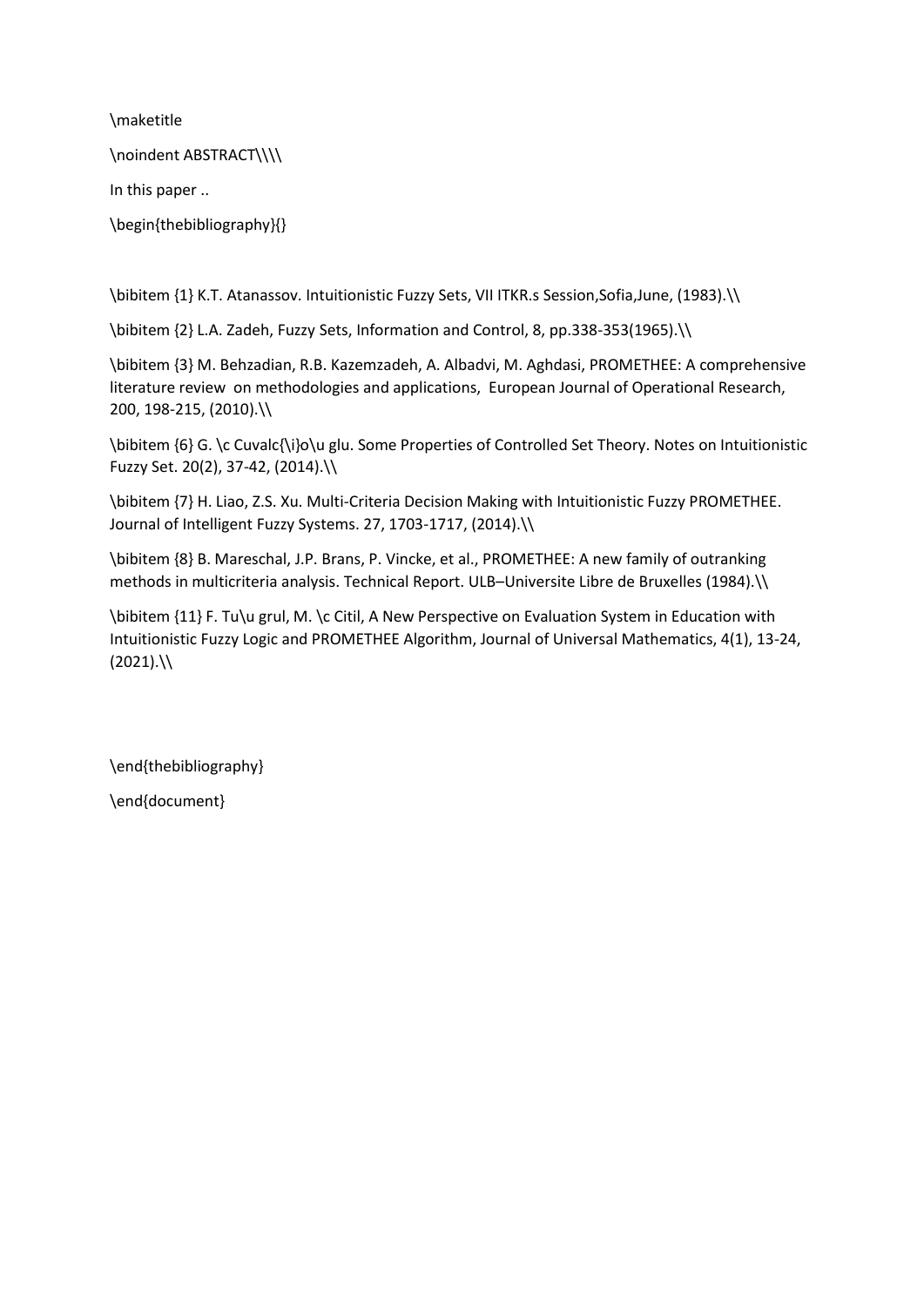\maketitle

\noindent ABSTRACT\\\\

In this paper ..

\begin{thebibliography}{}

\bibitem {1} K.T. Atanassov. Intuitionistic Fuzzy Sets, VII ITKR.s Session,Sofia,June, (1983).\\

\bibitem {2} L.A. Zadeh, Fuzzy Sets, Information and Control, 8, pp.338-353(1965).\\

\bibitem {3} M. Behzadian, R.B. Kazemzadeh, A. Albadvi, M. Aghdasi, PROMETHEE: A comprehensive literature review on methodologies and applications, European Journal of Operational Research, 200, 198-215, (2010).\\

\bibitem {6} G. \c Cuvalc{\i}o\u glu. Some Properties of Controlled Set Theory. Notes on Intuitionistic Fuzzy Set. 20(2), 37-42, (2014).\\

\bibitem {7} H. Liao, Z.S. Xu. Multi-Criteria Decision Making with Intuitionistic Fuzzy PROMETHEE. Journal of Intelligent Fuzzy Systems. 27, 1703-1717, (2014).\\

\bibitem {8} B. Mareschal, J.P. Brans, P. Vincke, et al., PROMETHEE: A new family of outranking methods in multicriteria analysis. Technical Report. ULB–Universite Libre de Bruxelles (1984).\\

\bibitem {11} F. Tu\u grul, M. \c Citil, A New Perspective on Evaluation System in Education with Intuitionistic Fuzzy Logic and PROMETHEE Algorithm, Journal of Universal Mathematics, 4(1), 13-24, (2021).\\

\end{thebibliography}

\end{document}